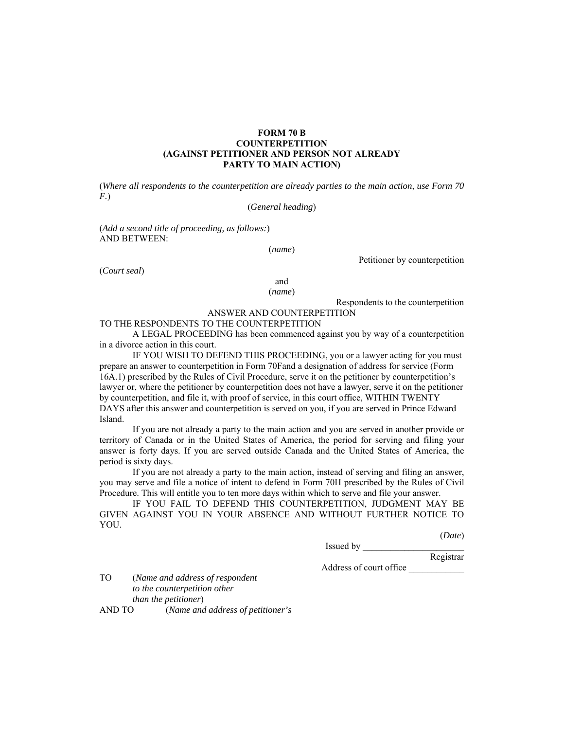**FORM 70 B**
**COUNTERPETITION**
**(AGAINST PETITIONER AND PERSON NOT ALREADY PARTY TO MAIN ACTION)**

(*Where all respondents to the counterpetition are already parties to the main action, use Form 70 F.*)

(*General heading*)

(*Add a second title of proceeding, as follows:*)
AND BETWEEN:

(*name*)

Petitioner by counterpetition

(*Court seal*)

and

(*name*)

Respondents to the counterpetition

ANSWER AND COUNTERPETITION

TO THE RESPONDENTS TO THE COUNTERPETITION

A LEGAL PROCEEDING has been commenced against you by way of a counterpetition in a divorce action in this court.

IF YOU WISH TO DEFEND THIS PROCEEDING, you or a lawyer acting for you must prepare an answer to counterpetition in Form 70Fand a designation of address for service (Form 16A.1) prescribed by the Rules of Civil Procedure, serve it on the petitioner by counterpetition's lawyer or, where the petitioner by counterpetition does not have a lawyer, serve it on the petitioner by counterpetition, and file it, with proof of service, in this court office, WITHIN TWENTY DAYS after this answer and counterpetition is served on you, if you are served in Prince Edward Island.

If you are not already a party to the main action and you are served in another provide or territory of Canada or in the United States of America, the period for serving and filing your answer is forty days. If you are served outside Canada and the United States of America, the period is sixty days.

If you are not already a party to the main action, instead of serving and filing an answer, you may serve and file a notice of intent to defend in Form 70H prescribed by the Rules of Civil Procedure. This will entitle you to ten more days within which to serve and file your answer.

IF YOU FAIL TO DEFEND THIS COUNTERPETITION, JUDGMENT MAY BE GIVEN AGAINST YOU IN YOUR ABSENCE AND WITHOUT FURTHER NOTICE TO YOU.

(*Date*)

Issued by ______________________
Registrar

Address of court office ____________

TO (*Name and address of respondent to the counterpetition other than the petitioner*)

AND TO (*Name and address of petitioner's*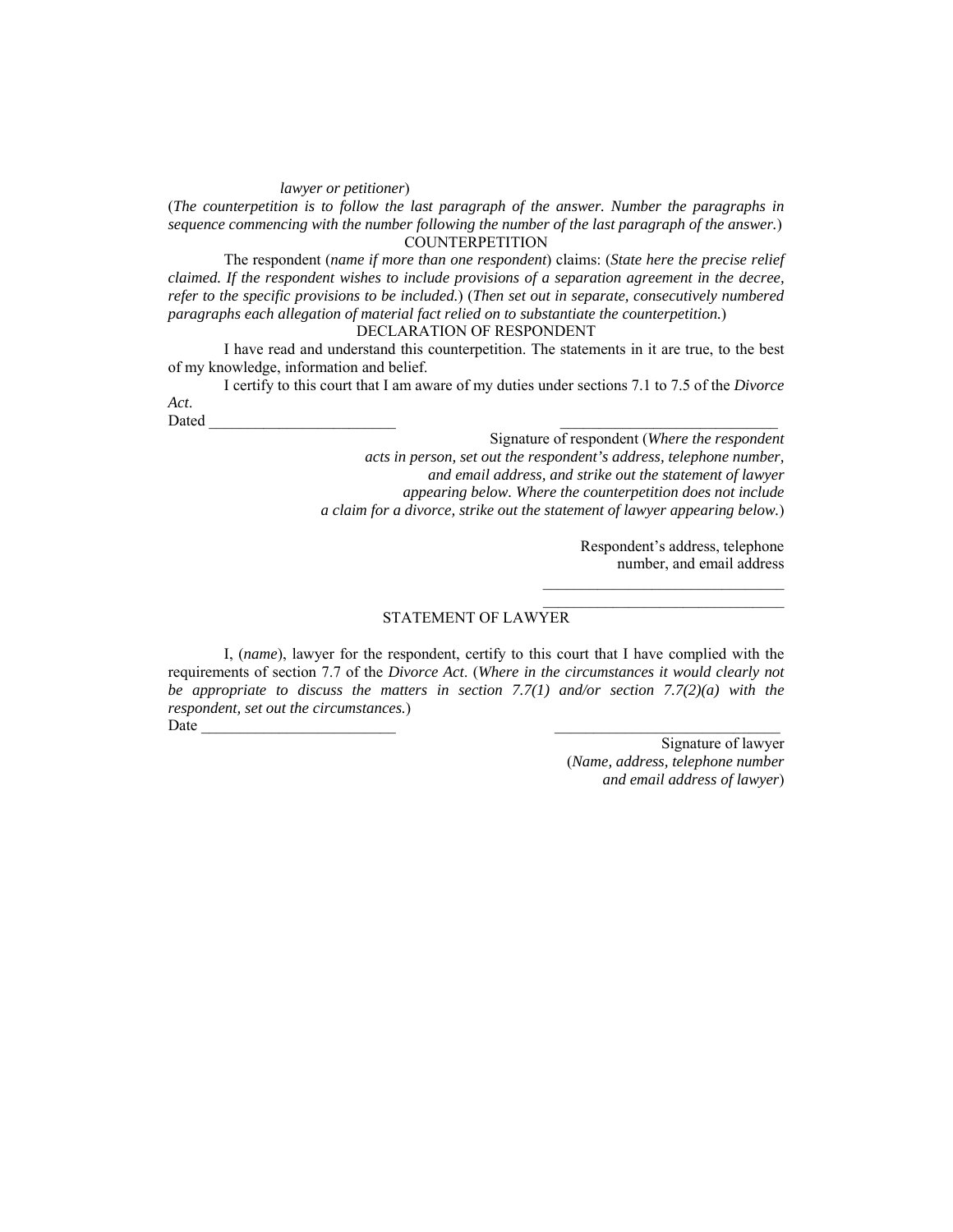*lawyer or petitioner*)

(*The counterpetition is to follow the last paragraph of the answer. Number the paragraphs in sequence commencing with the number following the number of the last paragraph of the answer.*)

COUNTERPETITION

The respondent (*name if more than one respondent*) claims: (*State here the precise relief claimed. If the respondent wishes to include provisions of a separation agreement in the decree, refer to the specific provisions to be included.*) (*Then set out in separate, consecutively numbered paragraphs each allegation of material fact relied on to substantiate the counterpetition.*)

DECLARATION OF RESPONDENT

I have read and understand this counterpetition. The statements in it are true, to the best of my knowledge, information and belief.

I certify to this court that I am aware of my duties under sections 7.1 to 7.5 of the *Divorce Act*.

Dated ________________________ ____________________________

Signature of respondent (*Where the respondent acts in person, set out the respondent's address, telephone number, and email address, and strike out the statement of lawyer appearing below. Where the counterpetition does not include a claim for a divorce, strike out the statement of lawyer appearing below.*)

Respondent's address, telephone number, and email address

______________________________

______________________________

STATEMENT OF LAWYER

I, (*name*), lawyer for the respondent, certify to this court that I have complied with the requirements of section 7.7 of the *Divorce Act*. (*Where in the circumstances it would clearly not be appropriate to discuss the matters in section 7.7(1) and/or section 7.7(2)(a) with the respondent, set out the circumstances.*)

Date _________________________ _____________________________

Signature of lawyer
(*Name, address, telephone number and email address of lawyer*)